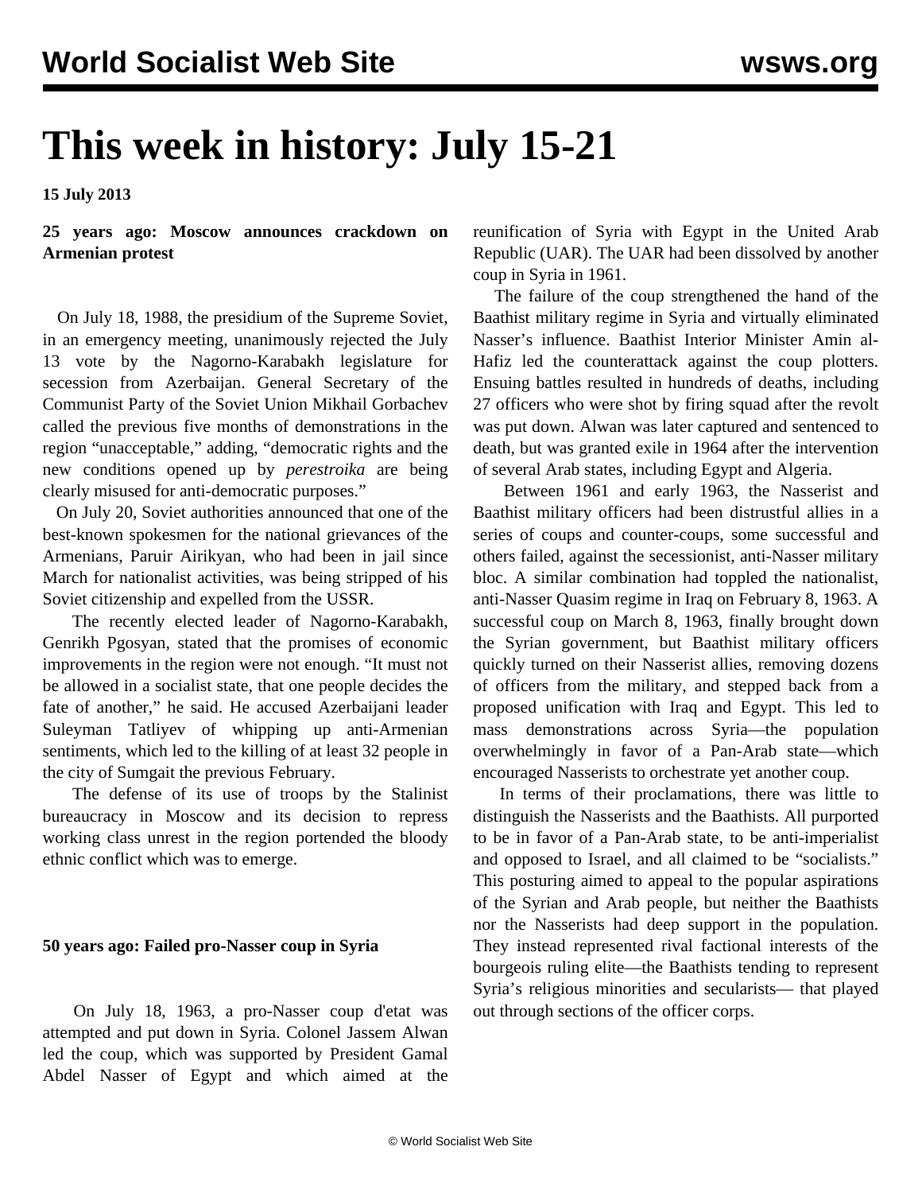# This week in history: July 15-21

**15 July 2013**

### 25 years ago: Moscow announces crackdown on Armenian protest

On July 18, 1988, the presidium of the Supreme Soviet, in an emergency meeting, unanimously rejected the July 13 vote by the Nagorno-Karabakh legislature for secession from Azerbaijan. General Secretary of the Communist Party of the Soviet Union Mikhail Gorbachev called the previous five months of demonstrations in the region "unacceptable," adding, "democratic rights and the new conditions opened up by *perestroika* are being clearly misused for anti-democratic purposes."

On July 20, Soviet authorities announced that one of the best-known spokesmen for the national grievances of the Armenians, Paruir Airikyan, who had been in jail since March for nationalist activities, was being stripped of his Soviet citizenship and expelled from the USSR.

The recently elected leader of Nagorno-Karabakh, Genrikh Pgosyan, stated that the promises of economic improvements in the region were not enough. "It must not be allowed in a socialist state, that one people decides the fate of another," he said. He accused Azerbaijani leader Suleyman Tatliyev of whipping up anti-Armenian sentiments, which led to the killing of at least 32 people in the city of Sumgait the previous February.

The defense of its use of troops by the Stalinist bureaucracy in Moscow and its decision to repress working class unrest in the region portended the bloody ethnic conflict which was to emerge.

### 50 years ago: Failed pro-Nasser coup in Syria

On July 18, 1963, a pro-Nasser coup d'etat was attempted and put down in Syria. Colonel Jassem Alwan led the coup, which was supported by President Gamal Abdel Nasser of Egypt and which aimed at the reunification of Syria with Egypt in the United Arab Republic (UAR). The UAR had been dissolved by another coup in Syria in 1961.

The failure of the coup strengthened the hand of the Baathist military regime in Syria and virtually eliminated Nasser's influence. Baathist Interior Minister Amin al-Hafiz led the counterattack against the coup plotters. Ensuing battles resulted in hundreds of deaths, including 27 officers who were shot by firing squad after the revolt was put down. Alwan was later captured and sentenced to death, but was granted exile in 1964 after the intervention of several Arab states, including Egypt and Algeria.

Between 1961 and early 1963, the Nasserist and Baathist military officers had been distrustful allies in a series of coups and counter-coups, some successful and others failed, against the secessionist, anti-Nasser military bloc. A similar combination had toppled the nationalist, anti-Nasser Quasim regime in Iraq on February 8, 1963. A successful coup on March 8, 1963, finally brought down the Syrian government, but Baathist military officers quickly turned on their Nasserist allies, removing dozens of officers from the military, and stepped back from a proposed unification with Iraq and Egypt. This led to mass demonstrations across Syria—the population overwhelmingly in favor of a Pan-Arab state—which encouraged Nasserists to orchestrate yet another coup.

In terms of their proclamations, there was little to distinguish the Nasserists and the Baathists. All purported to be in favor of a Pan-Arab state, to be anti-imperialist and opposed to Israel, and all claimed to be "socialists." This posturing aimed to appeal to the popular aspirations of the Syrian and Arab people, but neither the Baathists nor the Nasserists had deep support in the population. They instead represented rival factional interests of the bourgeois ruling elite—the Baathists tending to represent Syria's religious minorities and secularists— that played out through sections of the officer corps.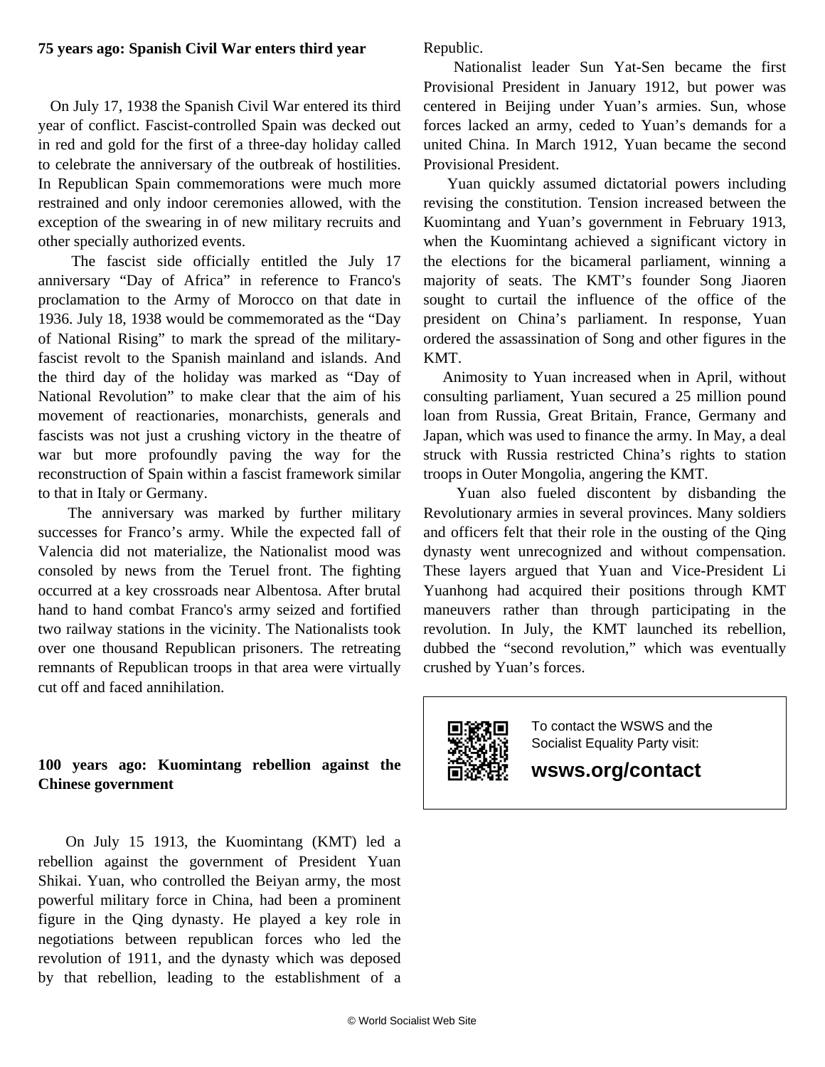**75 years ago: Spanish Civil War enters third year**

On July 17, 1938 the Spanish Civil War entered its third year of conflict. Fascist-controlled Spain was decked out in red and gold for the first of a three-day holiday called to celebrate the anniversary of the outbreak of hostilities. In Republican Spain commemorations were much more restrained and only indoor ceremonies allowed, with the exception of the swearing in of new military recruits and other specially authorized events.

The fascist side officially entitled the July 17 anniversary “Day of Africa” in reference to Franco's proclamation to the Army of Morocco on that date in 1936. July 18, 1938 would be commemorated as the “Day of National Rising” to mark the spread of the military-fascist revolt to the Spanish mainland and islands. And the third day of the holiday was marked as “Day of National Revolution” to make clear that the aim of his movement of reactionaries, monarchists, generals and fascists was not just a crushing victory in the theatre of war but more profoundly paving the way for the reconstruction of Spain within a fascist framework similar to that in Italy or Germany.

The anniversary was marked by further military successes for Franco’s army. While the expected fall of Valencia did not materialize, the Nationalist mood was consoled by news from the Teruel front. The fighting occurred at a key crossroads near Albentosa. After brutal hand to hand combat Franco's army seized and fortified two railway stations in the vicinity. The Nationalists took over one thousand Republican prisoners. The retreating remnants of Republican troops in that area were virtually cut off and faced annihilation.

**100 years ago: Kuomintang rebellion against the Chinese government**

On July 15 1913, the Kuomintang (KMT) led a rebellion against the government of President Yuan Shikai. Yuan, who controlled the Beiyan army, the most powerful military force in China, had been a prominent figure in the Qing dynasty. He played a key role in negotiations between republican forces who led the revolution of 1911, and the dynasty which was deposed by that rebellion, leading to the establishment of a Republic.

Nationalist leader Sun Yat-Sen became the first Provisional President in January 1912, but power was centered in Beijing under Yuan’s armies. Sun, whose forces lacked an army, ceded to Yuan’s demands for a united China. In March 1912, Yuan became the second Provisional President.

Yuan quickly assumed dictatorial powers including revising the constitution. Tension increased between the Kuomintang and Yuan’s government in February 1913, when the Kuomintang achieved a significant victory in the elections for the bicameral parliament, winning a majority of seats. The KMT’s founder Song Jiaoren sought to curtail the influence of the office of the president on China’s parliament. In response, Yuan ordered the assassination of Song and other figures in the KMT.

Animosity to Yuan increased when in April, without consulting parliament, Yuan secured a 25 million pound loan from Russia, Great Britain, France, Germany and Japan, which was used to finance the army. In May, a deal struck with Russia restricted China’s rights to station troops in Outer Mongolia, angering the KMT.

Yuan also fueled discontent by disbanding the Revolutionary armies in several provinces. Many soldiers and officers felt that their role in the ousting of the Qing dynasty went unrecognized and without compensation. These layers argued that Yuan and Vice-President Li Yuanhong had acquired their positions through KMT maneuvers rather than through participating in the revolution. In July, the KMT launched its rebellion, dubbed the “second revolution,” which was eventually crushed by Yuan’s forces.

To contact the WSWS and the Socialist Equality Party visit:

**wsws.org/contact**